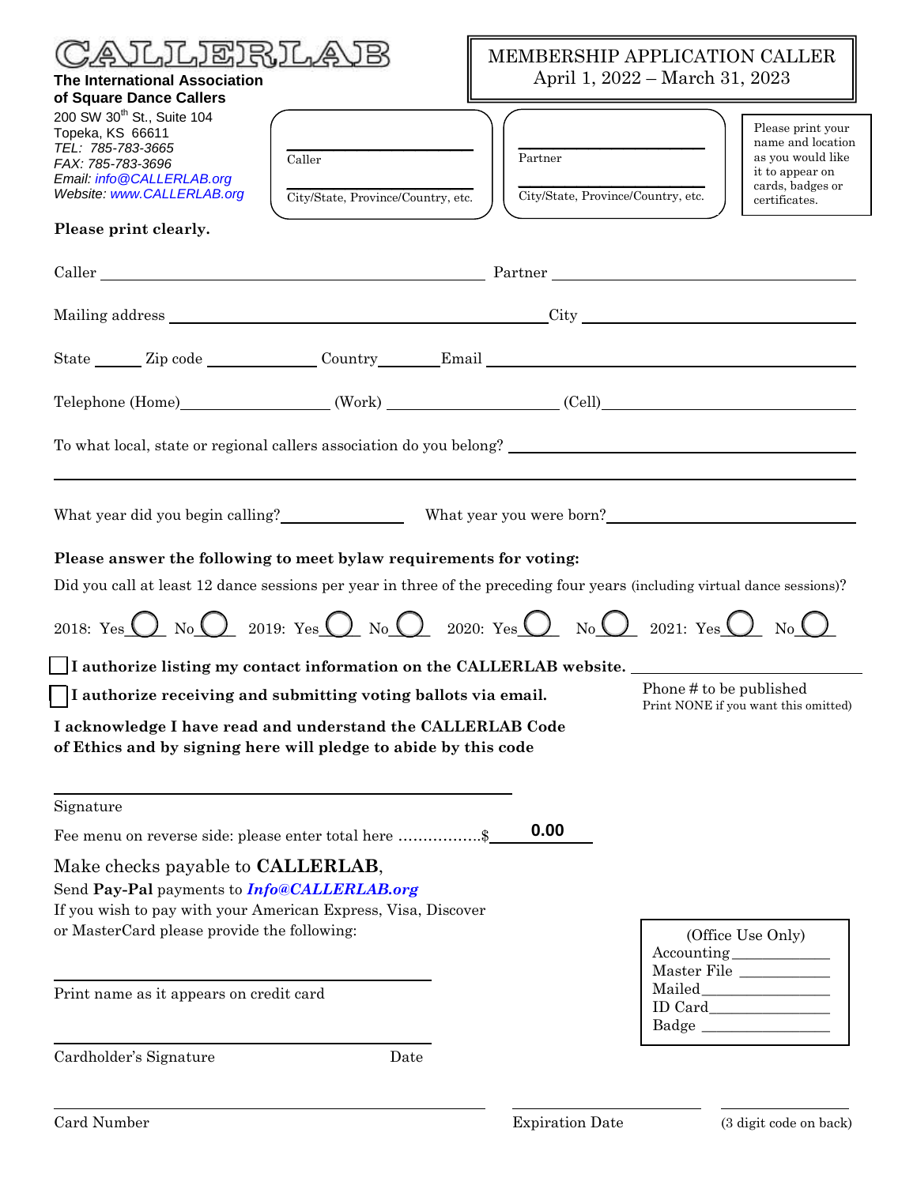# CALLERLAB

**The International Association of Square Dance Callers**

200 SW 30th St., Suite 104
Topeka, KS 66611
*TEL: 785-783-3665*
*FAX: 785-783-3696*
*Email: info@CALLERLAB.org*
*Website: www.CALLERLAB.org*

## MEMBERSHIP APPLICATION CALLER
April 1, 2022 – March 31, 2023

| Caller | Partner |
|---|---|
| ______________________ | ______________________ |
| City/State, Province/Country, etc. | City/State, Province/Country, etc. |

Please print your name and location as you would like it to appear on cards, badges or certificates.

**Please print clearly.**

Caller ______________________ Partner ______________________

Mailing address ______________________ City ______________________

State ______ Zip code ____________ Country ________ Email ______________________

Telephone (Home) ______________ (Work) ______________ (Cell) ______________

To what local, state or regional callers association do you belong? ______________________

______________________________________________________________________

What year did you begin calling? ____________ What year you were born? ____________

**Please answer the following to meet bylaw requirements for voting:**

Did you call at least 12 dance sessions per year in three of the preceding four years (including virtual dance sessions)?

2018: Yes ◯ No ◯ 2019: Yes ◯ No ◯ 2020: Yes ◯ No ◯ 2021: Yes ◯ No ◯

☐ **I authorize listing my contact information on the CALLERLAB website.** ______________________

Phone # to be published
Print NONE if you want this omitted)

☐ **I authorize receiving and submitting voting ballots via email.**

**I acknowledge I have read and understand the CALLERLAB Code of Ethics and by signing here will pledge to abide by this code**

______________________________________
Signature

Fee menu on reverse side: please enter total here .................$ **0.00**

Make checks payable to **CALLERLAB**,
Send **Pay-Pal** payments to ***Info@CALLERLAB.org***
If you wish to pay with your American Express, Visa, Discover or MasterCard please provide the following:

______________________________________
Print name as it appears on credit card

______________________________________
Cardholder's Signature Date

(Office Use Only)
Accounting ____________
Master File ____________
Mailed ____________
ID Card ____________
Badge ____________

______________________________________ ______________ ______________
Card Number Expiration Date (3 digit code on back)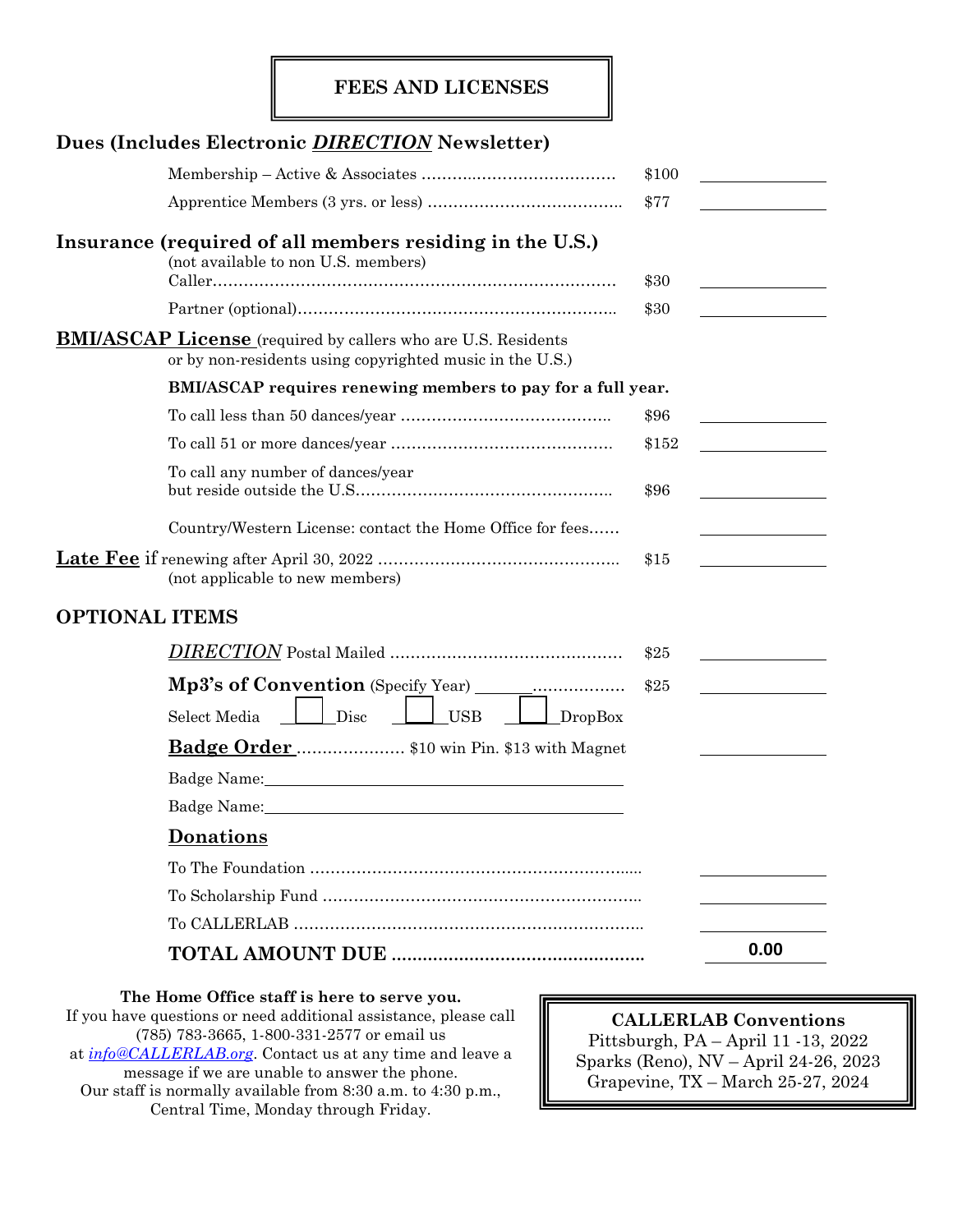# FEES AND LICENSES

## Dues (Includes Electronic *DIRECTION* Newsletter)

| | | |
|---|---|---|
| Membership – Active & Associates | $100 | |
| Apprentice Members (3 yrs. or less) | $77 | |

## Insurance (required of all members residing in the U.S.)

(not available to non U.S. members)

| | | |
|---|---|---|
| Caller | $30 | |
| Partner (optional) | $30 | |

## BMI/ASCAP License (required by callers who are U.S. Residents or by non-residents using copyrighted music in the U.S.)

**BMI/ASCAP requires renewing members to pay for a full year.**

| | | |
|---|---|---|
| To call less than 50 dances/year | $96 | |
| To call 51 or more dances/year | $152 | |
| To call any number of dances/year but reside outside the U.S. | $96 | |
| Country/Western License: contact the Home Office for fees | | |

**Late Fee** if renewing after April 30, 2022 .......... $15 ______
(not applicable to new members)

## OPTIONAL ITEMS

| | | |
|---|---|---|
| *DIRECTION* Postal Mailed | $25 | |
| **Mp3's of Convention** (Specify Year) ______ | $25 | |

Select Media ☐ Disc ☐ USB ☐ DropBox

**Badge Order** .......... $10 win Pin. $13 with Magnet ______

Badge Name: ____________________

Badge Name: ____________________

**Donations**

| | |
|---|---|
| To The Foundation | |
| To Scholarship Fund | |
| To CALLERLAB | |
| **TOTAL AMOUNT DUE** | 0.00 |

**The Home Office staff is here to serve you.**
If you have questions or need additional assistance, please call (785) 783-3665, 1-800-331-2577 or email us at *info@CALLERLAB.org*. Contact us at any time and leave a message if we are unable to answer the phone.
Our staff is normally available from 8:30 a.m. to 4:30 p.m., Central Time, Monday through Friday.

**CALLERLAB Conventions**
Pittsburgh, PA – April 11 -13, 2022
Sparks (Reno), NV – April 24-26, 2023
Grapevine, TX – March 25-27, 2024